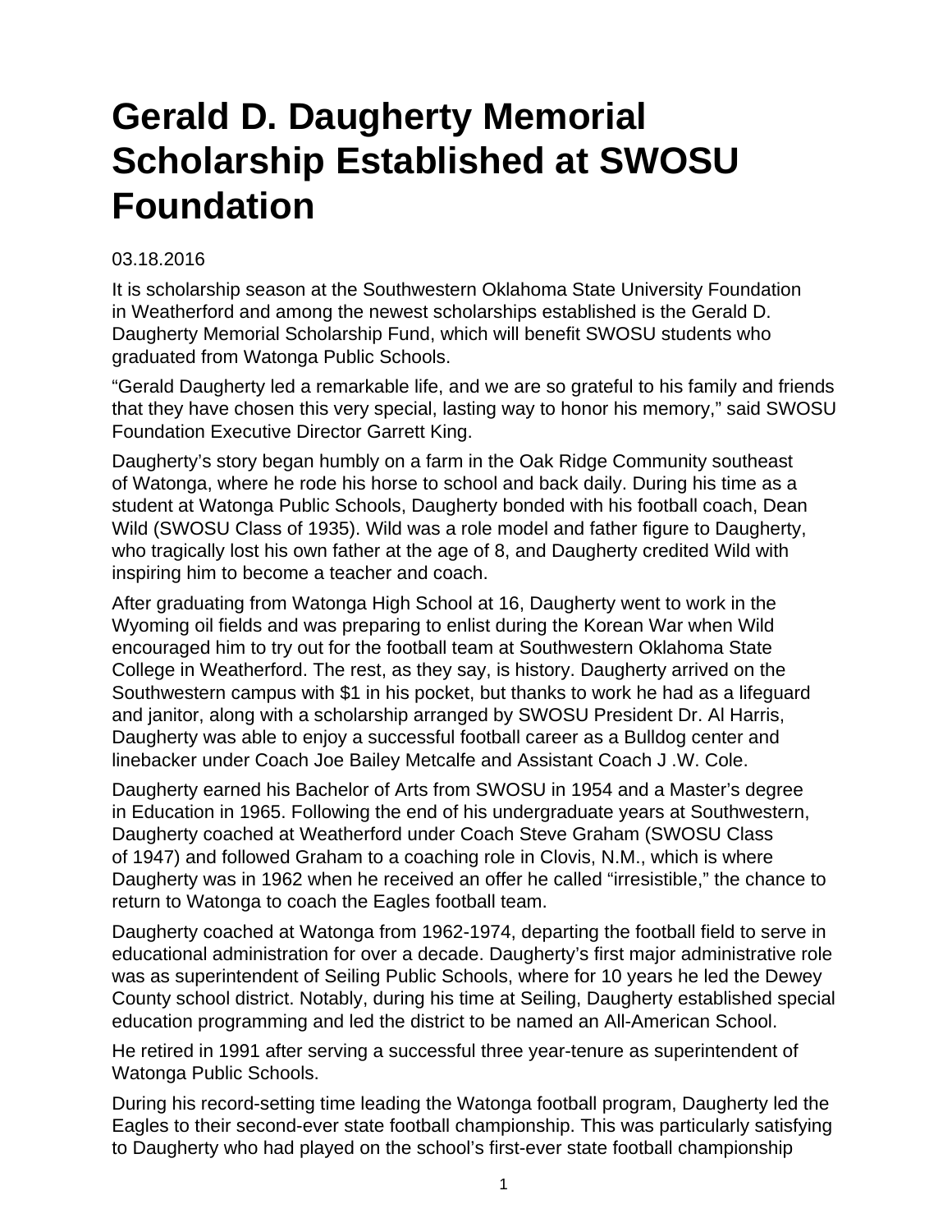# Gerald D. Daugherty Memorial Scholarship Established at SWOSU Foundation

03.18.2016

It is scholarship season at the Southwestern Oklahoma State University Foundation in Weatherford and among the newest scholarships established is the Gerald D. Daugherty Memorial Scholarship Fund, which will benefit SWOSU students who graduated from Watonga Public Schools.

“Gerald Daugherty led a remarkable life, and we are so grateful to his family and friends that they have chosen this very special, lasting way to honor his memory,” said SWOSU Foundation Executive Director Garrett King.

Daugherty’s story began humbly on a farm in the Oak Ridge Community southeast of Watonga, where he rode his horse to school and back daily. During his time as a student at Watonga Public Schools, Daugherty bonded with his football coach, Dean Wild (SWOSU Class of 1935). Wild was a role model and father figure to Daugherty, who tragically lost his own father at the age of 8, and Daugherty credited Wild with inspiring him to become a teacher and coach.

After graduating from Watonga High School at 16, Daugherty went to work in the Wyoming oil fields and was preparing to enlist during the Korean War when Wild encouraged him to try out for the football team at Southwestern Oklahoma State College in Weatherford. The rest, as they say, is history. Daugherty arrived on the Southwestern campus with $1 in his pocket, but thanks to work he had as a lifeguard and janitor, along with a scholarship arranged by SWOSU President Dr. Al Harris, Daugherty was able to enjoy a successful football career as a Bulldog center and linebacker under Coach Joe Bailey Metcalfe and Assistant Coach J .W. Cole.

Daugherty earned his Bachelor of Arts from SWOSU in 1954 and a Master’s degree in Education in 1965. Following the end of his undergraduate years at Southwestern, Daugherty coached at Weatherford under Coach Steve Graham (SWOSU Class of 1947) and followed Graham to a coaching role in Clovis, N.M., which is where Daugherty was in 1962 when he received an offer he called “irresistible,” the chance to return to Watonga to coach the Eagles football team.

Daugherty coached at Watonga from 1962-1974, departing the football field to serve in educational administration for over a decade. Daugherty’s first major administrative role was as superintendent of Seiling Public Schools, where for 10 years he led the Dewey County school district. Notably, during his time at Seiling, Daugherty established special education programming and led the district to be named an All-American School.

He retired in 1991 after serving a successful three year-tenure as superintendent of Watonga Public Schools.

During his record-setting time leading the Watonga football program, Daugherty led the Eagles to their second-ever state football championship. This was particularly satisfying to Daugherty who had played on the school’s first-ever state football championship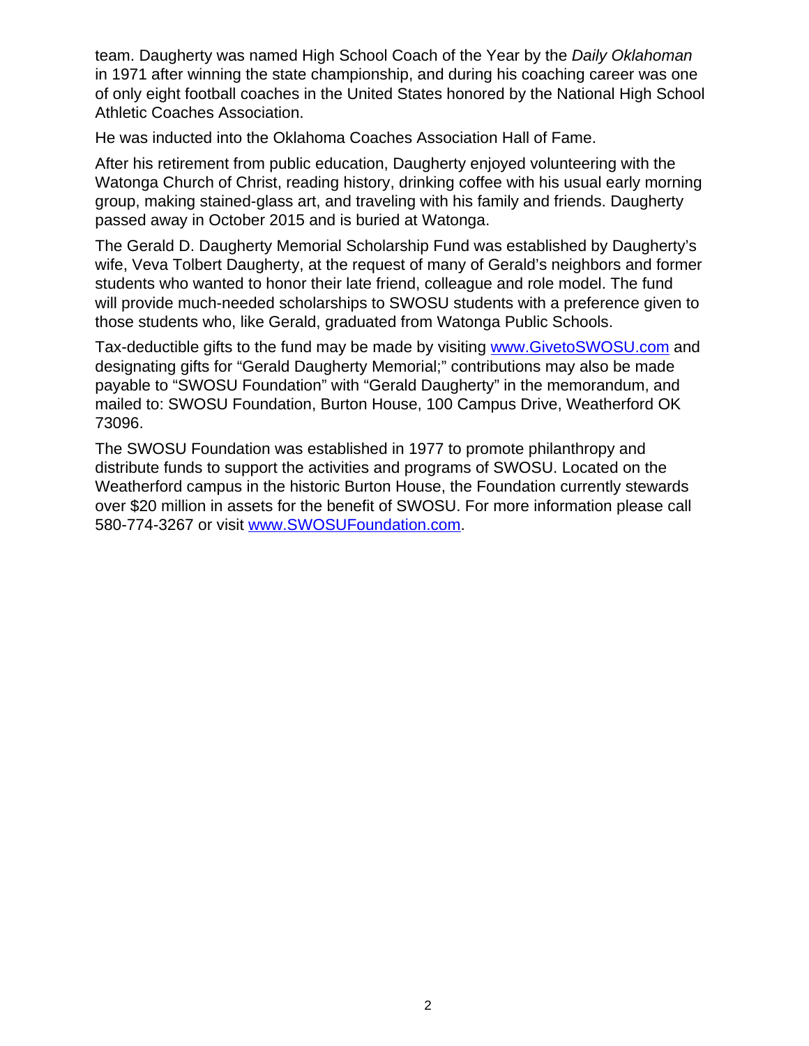team. Daugherty was named High School Coach of the Year by the *Daily Oklahoman* in 1971 after winning the state championship, and during his coaching career was one of only eight football coaches in the United States honored by the National High School Athletic Coaches Association.

He was inducted into the Oklahoma Coaches Association Hall of Fame.

After his retirement from public education, Daugherty enjoyed volunteering with the Watonga Church of Christ, reading history, drinking coffee with his usual early morning group, making stained-glass art, and traveling with his family and friends. Daugherty passed away in October 2015 and is buried at Watonga.

The Gerald D. Daugherty Memorial Scholarship Fund was established by Daugherty's wife, Veva Tolbert Daugherty, at the request of many of Gerald's neighbors and former students who wanted to honor their late friend, colleague and role model. The fund will provide much-needed scholarships to SWOSU students with a preference given to those students who, like Gerald, graduated from Watonga Public Schools.

Tax-deductible gifts to the fund may be made by visiting [www.GivetoSWOSU.com](http://www.GivetoSWOSU.com) and designating gifts for "Gerald Daugherty Memorial;" contributions may also be made payable to "SWOSU Foundation" with "Gerald Daugherty" in the memorandum, and mailed to: SWOSU Foundation, Burton House, 100 Campus Drive, Weatherford OK 73096.

The SWOSU Foundation was established in 1977 to promote philanthropy and distribute funds to support the activities and programs of SWOSU. Located on the Weatherford campus in the historic Burton House, the Foundation currently stewards over $20 million in assets for the benefit of SWOSU. For more information please call 580-774-3267 or visit [www.SWOSUFoundation.com](http://www.SWOSUFoundation.com).